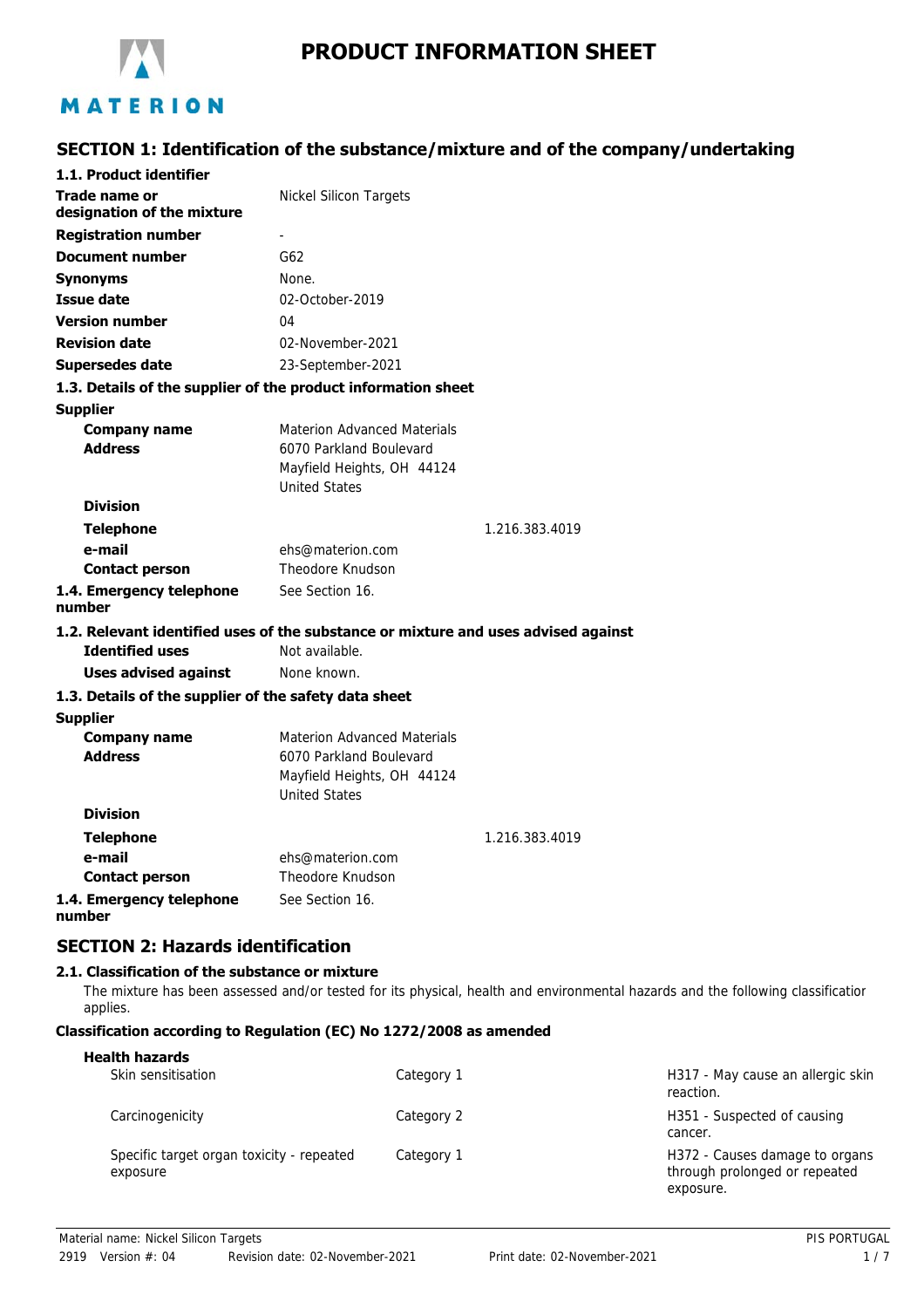# PRODUCT INFORMATION SHEET

MATERION

## SECTION 1: Identification of the substance/mixture and of the company/undertaking

**1.1. Product identifier**

| | |
|---|---|
| **Trade name or designation of the mixture** | Nickel Silicon Targets |
| **Registration number** | - |
| **Document number** | G62 |
| **Synonyms** | None. |
| **Issue date** | 02-October-2019 |
| **Version number** | 04 |
| **Revision date** | 02-November-2021 |
| **Supersedes date** | 23-September-2021 |

**1.3. Details of the supplier of the product information sheet**

**Supplier**

| | |
|---|---|
| **Company name** | Materion Advanced Materials |
| **Address** | 6070 Parkland Boulevard<br>Mayfield Heights, OH 44124<br>United States |
| **Division** | |
| **Telephone** | 1.216.383.4019 |
| **e-mail** | ehs@materion.com |
| **Contact person** | Theodore Knudson |
| **1.4. Emergency telephone number** | See Section 16. |

**1.2. Relevant identified uses of the substance or mixture and uses advised against**

| | |
|---|---|
| **Identified uses** | Not available. |
| **Uses advised against** | None known. |

**1.3. Details of the supplier of the safety data sheet**

**Supplier**

| | |
|---|---|
| **Company name** | Materion Advanced Materials |
| **Address** | 6070 Parkland Boulevard<br>Mayfield Heights, OH 44124<br>United States |
| **Division** | |
| **Telephone** | 1.216.383.4019 |
| **e-mail** | ehs@materion.com |
| **Contact person** | Theodore Knudson |
| **1.4. Emergency telephone number** | See Section 16. |

## SECTION 2: Hazards identification

**2.1. Classification of the substance or mixture**

The mixture has been assessed and/or tested for its physical, health and environmental hazards and the following classification applies.

**Classification according to Regulation (EC) No 1272/2008 as amended**

**Health hazards**

| | | |
|---|---|---|
| Skin sensitisation | Category 1 | H317 - May cause an allergic skin reaction. |
| Carcinogenicity | Category 2 | H351 - Suspected of causing cancer. |
| Specific target organ toxicity - repeated exposure | Category 1 | H372 - Causes damage to organs through prolonged or repeated exposure. |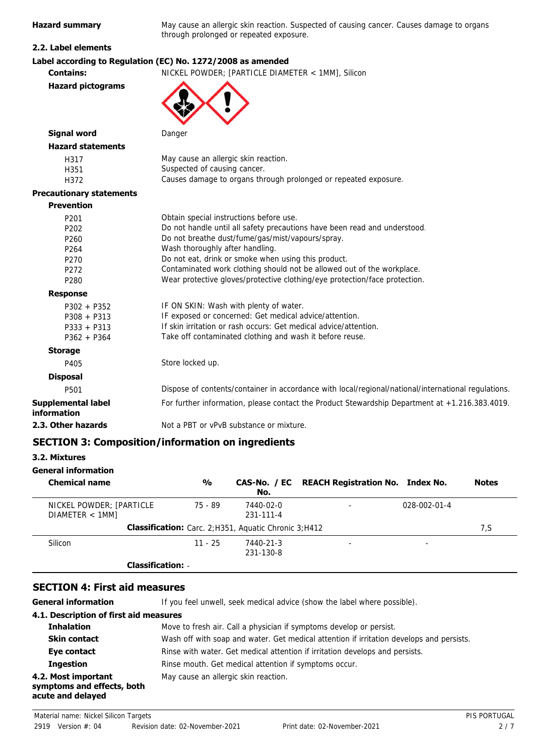**Hazard summary** May cause an allergic skin reaction. Suspected of causing cancer. Causes damage to organs through prolonged or repeated exposure.

### 2.2. Label elements

**Label according to Regulation (EC) No. 1272/2008 as amended**

**Contains:** NICKEL POWDER; [PARTICLE DIAMETER < 1MM], Silicon

**Hazard pictograms**

**Signal word** Danger

**Hazard statements**

| | |
|---|---|
| H317 | May cause an allergic skin reaction. |
| H351 | Suspected of causing cancer. |
| H372 | Causes damage to organs through prolonged or repeated exposure. |

**Precautionary statements**

**Prevention**

| | |
|---|---|
| P201 | Obtain special instructions before use. |
| P202 | Do not handle until all safety precautions have been read and understood. |
| P260 | Do not breathe dust/fume/gas/mist/vapours/spray. |
| P264 | Wash thoroughly after handling. |
| P270 | Do not eat, drink or smoke when using this product. |
| P272 | Contaminated work clothing should not be allowed out of the workplace. |
| P280 | Wear protective gloves/protective clothing/eye protection/face protection. |

**Response**

| | |
|---|---|
| P302 + P352 | IF ON SKIN: Wash with plenty of water. |
| P308 + P313 | IF exposed or concerned: Get medical advice/attention. |
| P333 + P313 | If skin irritation or rash occurs: Get medical advice/attention. |
| P362 + P364 | Take off contaminated clothing and wash it before reuse. |

**Storage**

| | |
|---|---|
| P405 | Store locked up. |

**Disposal**

| | |
|---|---|
| P501 | Dispose of contents/container in accordance with local/regional/national/international regulations. |

**Supplemental label information** For further information, please contact the Product Stewardship Department at +1.216.383.4019.

**2.3. Other hazards** Not a PBT or vPvB substance or mixture.

## SECTION 3: Composition/information on ingredients

### 3.2. Mixtures

**General information**

| Chemical name | % | CAS-No. / EC No. | REACH Registration No. | Index No. | Notes |
|---|---|---|---|---|---|
| NICKEL POWDER; [PARTICLE DIAMETER < 1MM] | 75 - 89 | 7440-02-0 231-111-4 | - | 028-002-01-4 | |
| **Classification:** Carc. 2;H351, Aquatic Chronic 3;H412 | | | | | 7,S |
| Silicon | 11 - 25 | 7440-21-3 231-130-8 | - | - | |
| **Classification:** - | | | | | |

## SECTION 4: First aid measures

**General information** If you feel unwell, seek medical advice (show the label where possible).

### 4.1. Description of first aid measures

**Inhalation** Move to fresh air. Call a physician if symptoms develop or persist.

**Skin contact** Wash off with soap and water. Get medical attention if irritation develops and persists.

**Eye contact** Rinse with water. Get medical attention if irritation develops and persists.

**Ingestion** Rinse mouth. Get medical attention if symptoms occur.

**4.2. Most important symptoms and effects, both acute and delayed** May cause an allergic skin reaction.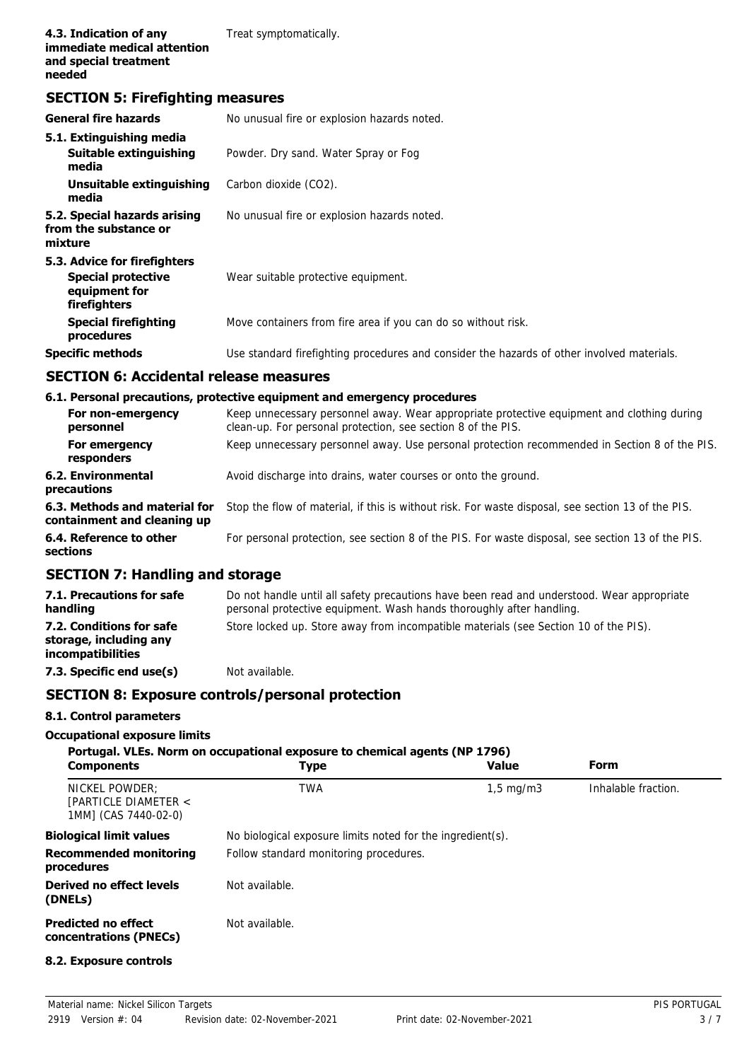| | |
|---|---|
| **4.3. Indication of any immediate medical attention and special treatment needed** | Treat symptomatically. |

## SECTION 5: Firefighting measures

| | |
|---|---|
| **General fire hazards** | No unusual fire or explosion hazards noted. |
| **5.1. Extinguishing media** | |
| **Suitable extinguishing media** | Powder. Dry sand. Water Spray or Fog |
| **Unsuitable extinguishing media** | Carbon dioxide ($CO_2$). |
| **5.2. Special hazards arising from the substance or mixture** | No unusual fire or explosion hazards noted. |
| **5.3. Advice for firefighters** | |
| **Special protective equipment for firefighters** | Wear suitable protective equipment. |
| **Special firefighting procedures** | Move containers from fire area if you can do so without risk. |
| **Specific methods** | Use standard firefighting procedures and consider the hazards of other involved materials. |

## SECTION 6: Accidental release measures

**6.1. Personal precautions, protective equipment and emergency procedures**

| | |
|---|---|
| **For non-emergency personnel** | Keep unnecessary personnel away. Wear appropriate protective equipment and clothing during clean-up. For personal protection, see section 8 of the PIS. |
| **For emergency responders** | Keep unnecessary personnel away. Use personal protection recommended in Section 8 of the PIS. |
| **6.2. Environmental precautions** | Avoid discharge into drains, water courses or onto the ground. |
| **6.3. Methods and material for containment and cleaning up** | Stop the flow of material, if this is without risk. For waste disposal, see section 13 of the PIS. |
| **6.4. Reference to other sections** | For personal protection, see section 8 of the PIS. For waste disposal, see section 13 of the PIS. |

## SECTION 7: Handling and storage

| | |
|---|---|
| **7.1. Precautions for safe handling** | Do not handle until all safety precautions have been read and understood. Wear appropriate personal protective equipment. Wash hands thoroughly after handling. |
| **7.2. Conditions for safe storage, including any incompatibilities** | Store locked up. Store away from incompatible materials (see Section 10 of the PIS). |
| **7.3. Specific end use(s)** | Not available. |

## SECTION 8: Exposure controls/personal protection

**8.1. Control parameters**

**Occupational exposure limits**

**Portugal. VLEs. Norm on occupational exposure to chemical agents (NP 1796)**

| Components | Type | Value | Form |
|---|---|---|---|
| NICKEL POWDER; [PARTICLE DIAMETER < 1MM] (CAS 7440-02-0) | TWA | 1,5 mg/m3 | Inhalable fraction. |

| | |
|---|---|
| **Biological limit values** | No biological exposure limits noted for the ingredient(s). |
| **Recommended monitoring procedures** | Follow standard monitoring procedures. |
| **Derived no effect levels (DNELs)** | Not available. |
| **Predicted no effect concentrations (PNECs)** | Not available. |

**8.2. Exposure controls**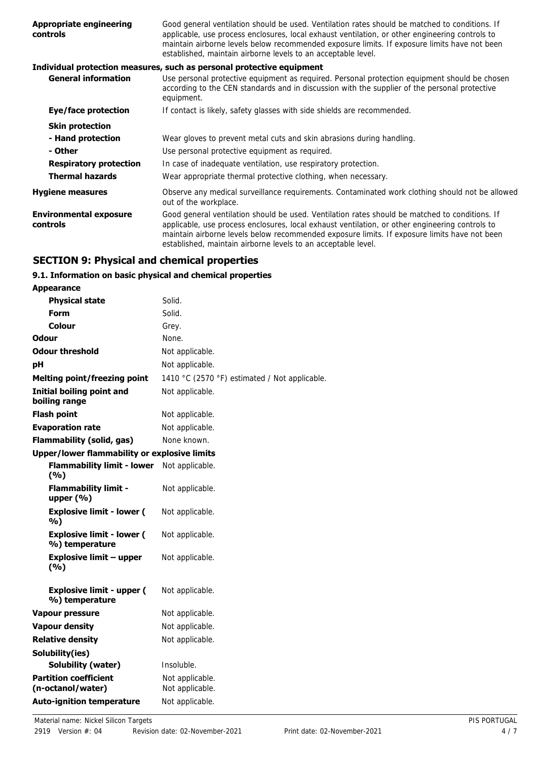| | |
|---|---|
| **Appropriate engineering controls** | Good general ventilation should be used. Ventilation rates should be matched to conditions. If applicable, use process enclosures, local exhaust ventilation, or other engineering controls to maintain airborne levels below recommended exposure limits. If exposure limits have not been established, maintain airborne levels to an acceptable level. |

**Individual protection measures, such as personal protective equipment**

| | |
|---|---|
| **General information** | Use personal protective equipment as required. Personal protection equipment should be chosen according to the CEN standards and in discussion with the supplier of the personal protective equipment. |
| **Eye/face protection** | If contact is likely, safety glasses with side shields are recommended. |
| **Skin protection** | |
| **- Hand protection** | Wear gloves to prevent metal cuts and skin abrasions during handling. |
| **- Other** | Use personal protective equipment as required. |
| **Respiratory protection** | In case of inadequate ventilation, use respiratory protection. |
| **Thermal hazards** | Wear appropriate thermal protective clothing, when necessary. |
| **Hygiene measures** | Observe any medical surveillance requirements. Contaminated work clothing should not be allowed out of the workplace. |
| **Environmental exposure controls** | Good general ventilation should be used. Ventilation rates should be matched to conditions. If applicable, use process enclosures, local exhaust ventilation, or other engineering controls to maintain airborne levels below recommended exposure limits. If exposure limits have not been established, maintain airborne levels to an acceptable level. |

## SECTION 9: Physical and chemical properties

### 9.1. Information on basic physical and chemical properties

| | |
|---|---|
| **Appearance** | |
| **Physical state** | Solid. |
| **Form** | Solid. |
| **Colour** | Grey. |
| **Odour** | None. |
| **Odour threshold** | Not applicable. |
| **pH** | Not applicable. |
| **Melting point/freezing point** | 1410 °C (2570 °F) estimated / Not applicable. |
| **Initial boiling point and boiling range** | Not applicable. |
| **Flash point** | Not applicable. |
| **Evaporation rate** | Not applicable. |
| **Flammability (solid, gas)** | None known. |
| **Upper/lower flammability or explosive limits** | |
| **Flammability limit - lower (%)** | Not applicable. |
| **Flammability limit - upper (%)** | Not applicable. |
| **Explosive limit - lower ( %)** | Not applicable. |
| **Explosive limit - lower ( %) temperature** | Not applicable. |
| **Explosive limit – upper (%)** | Not applicable. |
| **Explosive limit - upper ( %) temperature** | Not applicable. |
| **Vapour pressure** | Not applicable. |
| **Vapour density** | Not applicable. |
| **Relative density** | Not applicable. |
| **Solubility(ies)** | |
| **Solubility (water)** | Insoluble. |
| **Partition coefficient (n-octanol/water)** | Not applicable.<br>Not applicable. |
| **Auto-ignition temperature** | Not applicable. |

Material name: Nickel Silicon Targets
2919 Version #: 04 Revision date: 02-November-2021 Print date: 02-November-2021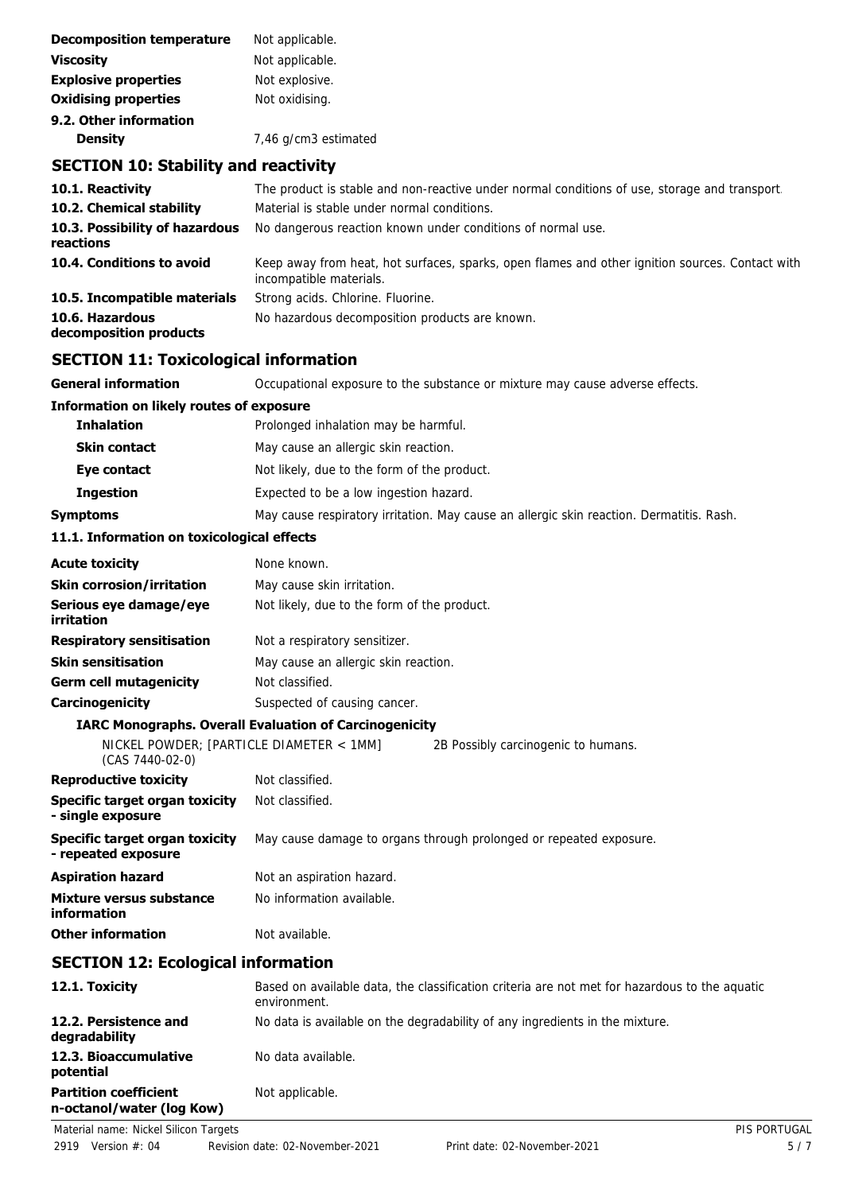| | |
|---|---|
| **Decomposition temperature** | Not applicable. |
| **Viscosity** | Not applicable. |
| **Explosive properties** | Not explosive. |
| **Oxidising properties** | Not oxidising. |

**9.2. Other information**

| | |
|---|---|
| **Density** | 7,46 g/cm3 estimated |

## SECTION 10: Stability and reactivity

| | |
|---|---|
| **10.1. Reactivity** | The product is stable and non-reactive under normal conditions of use, storage and transport. |
| **10.2. Chemical stability** | Material is stable under normal conditions. |
| **10.3. Possibility of hazardous reactions** | No dangerous reaction known under conditions of normal use. |
| **10.4. Conditions to avoid** | Keep away from heat, hot surfaces, sparks, open flames and other ignition sources. Contact with incompatible materials. |
| **10.5. Incompatible materials** | Strong acids. Chlorine. Fluorine. |
| **10.6. Hazardous decomposition products** | No hazardous decomposition products are known. |

## SECTION 11: Toxicological information

| | |
|---|---|
| **General information** | Occupational exposure to the substance or mixture may cause adverse effects. |

**Information on likely routes of exposure**

| | |
|---|---|
| **Inhalation** | Prolonged inhalation may be harmful. |
| **Skin contact** | May cause an allergic skin reaction. |
| **Eye contact** | Not likely, due to the form of the product. |
| **Ingestion** | Expected to be a low ingestion hazard. |
| **Symptoms** | May cause respiratory irritation. May cause an allergic skin reaction. Dermatitis. Rash. |

**11.1. Information on toxicological effects**

| | |
|---|---|
| **Acute toxicity** | None known. |
| **Skin corrosion/irritation** | May cause skin irritation. |
| **Serious eye damage/eye irritation** | Not likely, due to the form of the product. |
| **Respiratory sensitisation** | Not a respiratory sensitizer. |
| **Skin sensitisation** | May cause an allergic skin reaction. |
| **Germ cell mutagenicity** | Not classified. |
| **Carcinogenicity** | Suspected of causing cancer. |

**IARC Monographs. Overall Evaluation of Carcinogenicity**

| | |
|---|---|
| NICKEL POWDER; [PARTICLE DIAMETER < 1MM] (CAS 7440-02-0) | 2B Possibly carcinogenic to humans. |

| | |
|---|---|
| **Reproductive toxicity** | Not classified. |
| **Specific target organ toxicity - single exposure** | Not classified. |
| **Specific target organ toxicity - repeated exposure** | May cause damage to organs through prolonged or repeated exposure. |
| **Aspiration hazard** | Not an aspiration hazard. |
| **Mixture versus substance information** | No information available. |
| **Other information** | Not available. |

## SECTION 12: Ecological information

| | |
|---|---|
| **12.1. Toxicity** | Based on available data, the classification criteria are not met for hazardous to the aquatic environment. |
| **12.2. Persistence and degradability** | No data is available on the degradability of any ingredients in the mixture. |
| **12.3. Bioaccumulative potential** | No data available. |
| **Partition coefficient n-octanol/water (log Kow)** | Not applicable. |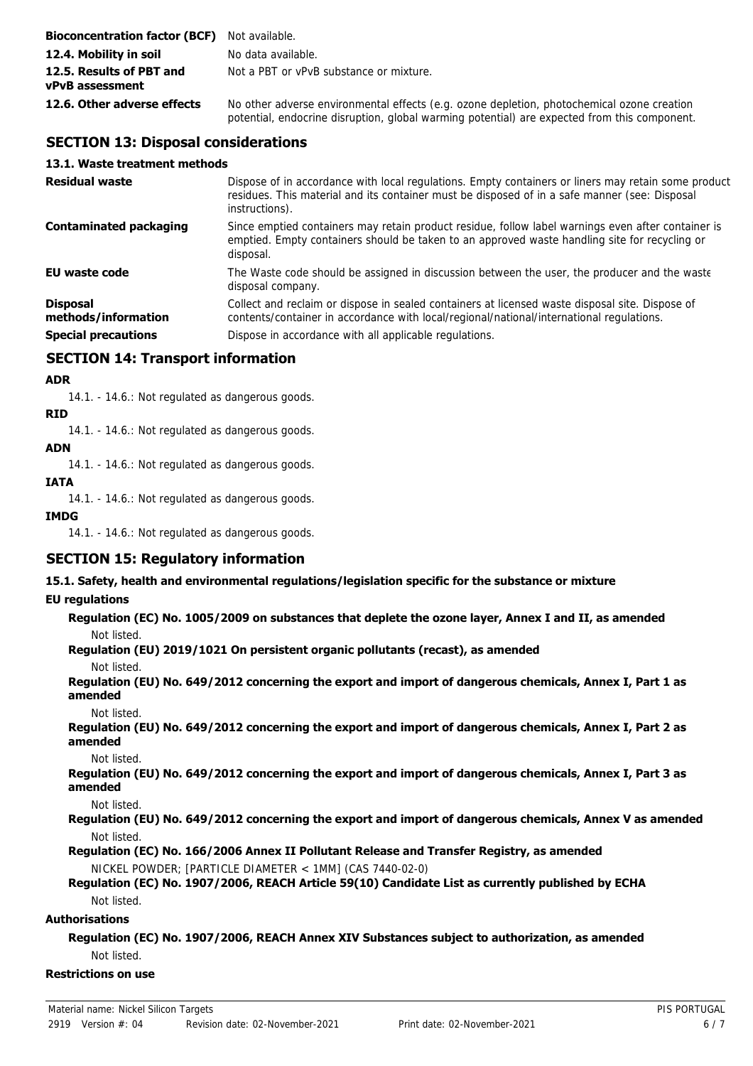| | |
|---|---|
| **Bioconcentration factor (BCF)** | Not available. |
| **12.4. Mobility in soil** | No data available. |
| **12.5. Results of PBT and vPvB assessment** | Not a PBT or vPvB substance or mixture. |
| **12.6. Other adverse effects** | No other adverse environmental effects (e.g. ozone depletion, photochemical ozone creation potential, endocrine disruption, global warming potential) are expected from this component. |

## SECTION 13: Disposal considerations

### 13.1. Waste treatment methods

| | |
|---|---|
| **Residual waste** | Dispose of in accordance with local regulations. Empty containers or liners may retain some product residues. This material and its container must be disposed of in a safe manner (see: Disposal instructions). |
| **Contaminated packaging** | Since emptied containers may retain product residue, follow label warnings even after container is emptied. Empty containers should be taken to an approved waste handling site for recycling or disposal. |
| **EU waste code** | The Waste code should be assigned in discussion between the user, the producer and the waste disposal company. |
| **Disposal methods/information** | Collect and reclaim or dispose in sealed containers at licensed waste disposal site. Dispose of contents/container in accordance with local/regional/national/international regulations. |
| **Special precautions** | Dispose in accordance with all applicable regulations. |

## SECTION 14: Transport information

**ADR**

14.1. - 14.6.: Not regulated as dangerous goods.

**RID**

14.1. - 14.6.: Not regulated as dangerous goods.

**ADN**

14.1. - 14.6.: Not regulated as dangerous goods.

**IATA**

14.1. - 14.6.: Not regulated as dangerous goods.

**IMDG**

14.1. - 14.6.: Not regulated as dangerous goods.

## SECTION 15: Regulatory information

### 15.1. Safety, health and environmental regulations/legislation specific for the substance or mixture

**EU regulations**

**Regulation (EC) No. 1005/2009 on substances that deplete the ozone layer, Annex I and II, as amended**

Not listed.

**Regulation (EU) 2019/1021 On persistent organic pollutants (recast), as amended**

Not listed.

**Regulation (EU) No. 649/2012 concerning the export and import of dangerous chemicals, Annex I, Part 1 as amended**

Not listed.

**Regulation (EU) No. 649/2012 concerning the export and import of dangerous chemicals, Annex I, Part 2 as amended**

Not listed.

**Regulation (EU) No. 649/2012 concerning the export and import of dangerous chemicals, Annex I, Part 3 as amended**

Not listed.

**Regulation (EU) No. 649/2012 concerning the export and import of dangerous chemicals, Annex V as amended**

Not listed.

**Regulation (EC) No. 166/2006 Annex II Pollutant Release and Transfer Registry, as amended**

NICKEL POWDER; [PARTICLE DIAMETER < 1MM] (CAS 7440-02-0)

**Regulation (EC) No. 1907/2006, REACH Article 59(10) Candidate List as currently published by ECHA**

Not listed.

**Authorisations**

**Regulation (EC) No. 1907/2006, REACH Annex XIV Substances subject to authorization, as amended**

Not listed.

**Restrictions on use**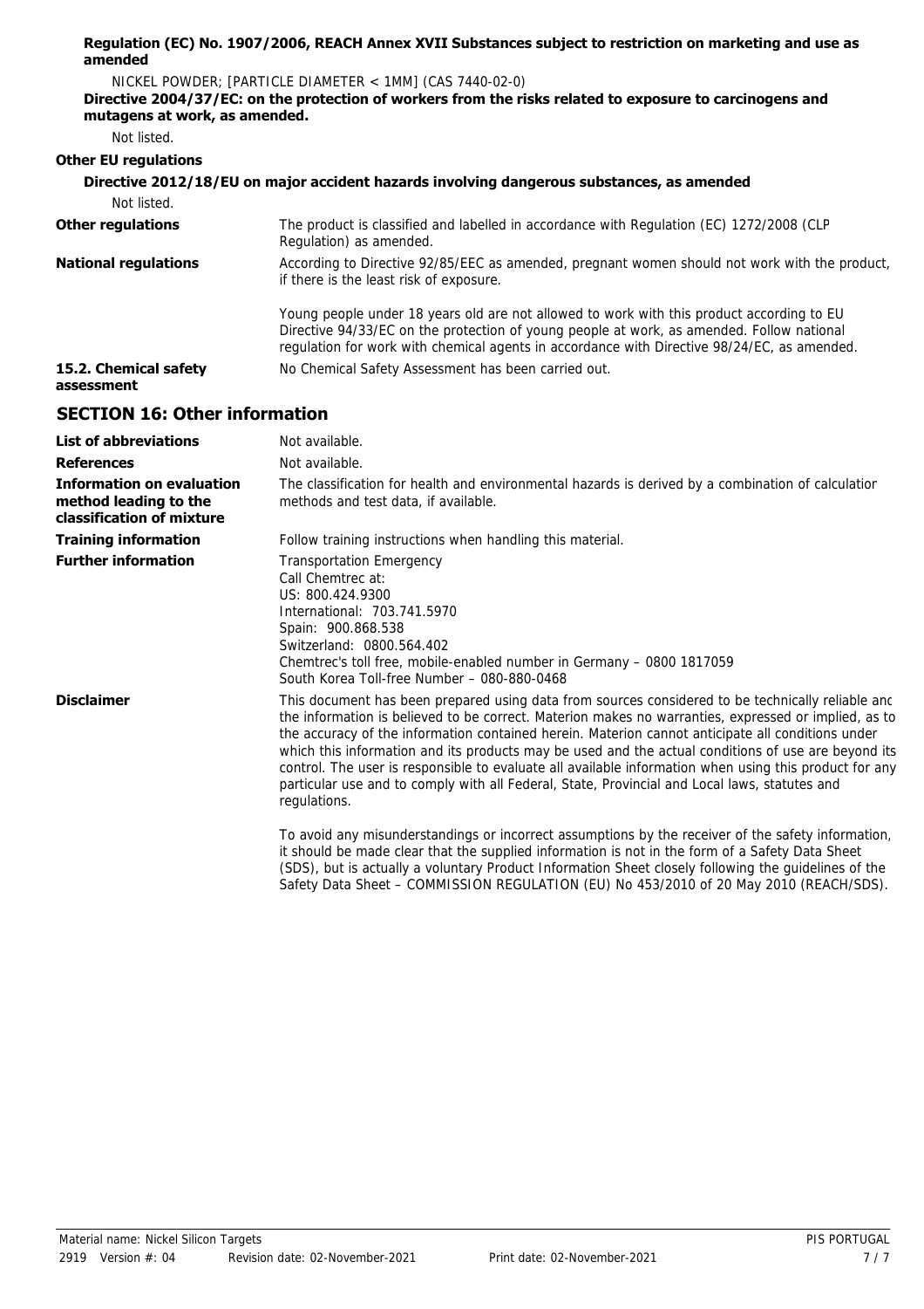**Regulation (EC) No. 1907/2006, REACH Annex XVII Substances subject to restriction on marketing and use as amended**

NICKEL POWDER; [PARTICLE DIAMETER < 1MM] (CAS 7440-02-0)

**Directive 2004/37/EC: on the protection of workers from the risks related to exposure to carcinogens and mutagens at work, as amended.**

Not listed.

**Other EU regulations**

**Directive 2012/18/EU on major accident hazards involving dangerous substances, as amended**

Not listed.

**Other regulations**

The product is classified and labelled in accordance with Regulation (EC) 1272/2008 (CLP Regulation) as amended.

**National regulations**

According to Directive 92/85/EEC as amended, pregnant women should not work with the product, if there is the least risk of exposure.

Young people under 18 years old are not allowed to work with this product according to EU Directive 94/33/EC on the protection of young people at work, as amended. Follow national regulation for work with chemical agents in accordance with Directive 98/24/EC, as amended.

**15.2. Chemical safety assessment**

No Chemical Safety Assessment has been carried out.

## SECTION 16: Other information

**List of abbreviations**

Not available.

**References**

Not available.

**Information on evaluation method leading to the classification of mixture**

The classification for health and environmental hazards is derived by a combination of calculation methods and test data, if available.

**Training information**

Follow training instructions when handling this material.

**Further information**

Transportation Emergency
Call Chemtrec at:
US: 800.424.9300
International: 703.741.5970
Spain: 900.868.538
Switzerland: 0800.564.402
Chemtrec's toll free, mobile-enabled number in Germany – 0800 1817059
South Korea Toll-free Number – 080-880-0468

**Disclaimer**

This document has been prepared using data from sources considered to be technically reliable and the information is believed to be correct. Materion makes no warranties, expressed or implied, as to the accuracy of the information contained herein. Materion cannot anticipate all conditions under which this information and its products may be used and the actual conditions of use are beyond its control. The user is responsible to evaluate all available information when using this product for any particular use and to comply with all Federal, State, Provincial and Local laws, statutes and regulations.

To avoid any misunderstandings or incorrect assumptions by the receiver of the safety information, it should be made clear that the supplied information is not in the form of a Safety Data Sheet (SDS), but is actually a voluntary Product Information Sheet closely following the guidelines of the Safety Data Sheet – COMMISSION REGULATION (EU) No 453/2010 of 20 May 2010 (REACH/SDS).